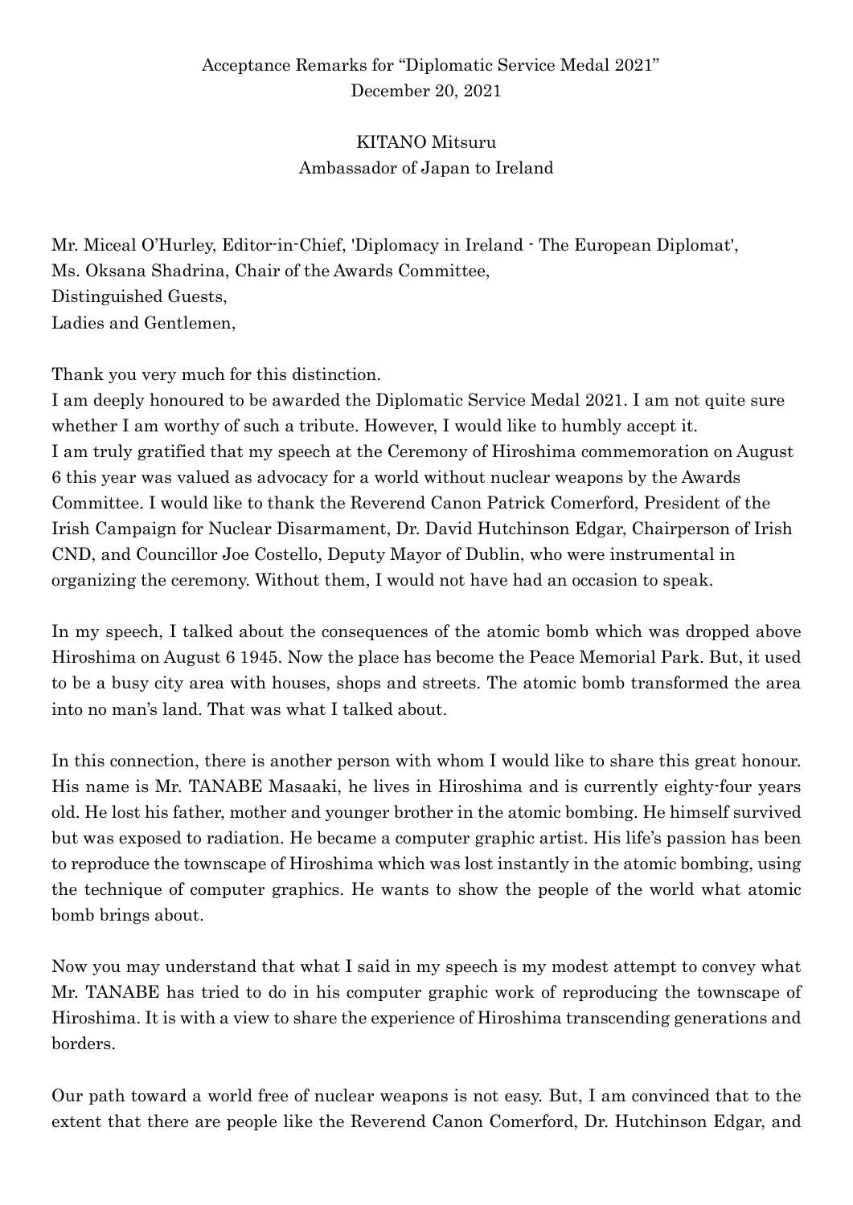Acceptance Remarks for "Diplomatic Service Medal 2021"
December 20, 2021

KITANO Mitsuru
Ambassador of Japan to Ireland

Mr. Miceal O'Hurley, Editor-in-Chief, 'Diplomacy in Ireland - The European Diplomat',
Ms. Oksana Shadrina, Chair of the Awards Committee,
Distinguished Guests,
Ladies and Gentlemen,

Thank you very much for this distinction.
I am deeply honoured to be awarded the Diplomatic Service Medal 2021. I am not quite sure whether I am worthy of such a tribute. However, I would like to humbly accept it.
I am truly gratified that my speech at the Ceremony of Hiroshima commemoration on August 6 this year was valued as advocacy for a world without nuclear weapons by the Awards Committee. I would like to thank the Reverend Canon Patrick Comerford, President of the Irish Campaign for Nuclear Disarmament, Dr. David Hutchinson Edgar, Chairperson of Irish CND, and Councillor Joe Costello, Deputy Mayor of Dublin, who were instrumental in organizing the ceremony. Without them, I would not have had an occasion to speak.

In my speech, I talked about the consequences of the atomic bomb which was dropped above Hiroshima on August 6 1945. Now the place has become the Peace Memorial Park. But, it used to be a busy city area with houses, shops and streets. The atomic bomb transformed the area into no man's land. That was what I talked about.

In this connection, there is another person with whom I would like to share this great honour. His name is Mr. TANABE Masaaki, he lives in Hiroshima and is currently eighty-four years old. He lost his father, mother and younger brother in the atomic bombing. He himself survived but was exposed to radiation. He became a computer graphic artist. His life's passion has been to reproduce the townscape of Hiroshima which was lost instantly in the atomic bombing, using the technique of computer graphics. He wants to show the people of the world what atomic bomb brings about.

Now you may understand that what I said in my speech is my modest attempt to convey what Mr. TANABE has tried to do in his computer graphic work of reproducing the townscape of Hiroshima. It is with a view to share the experience of Hiroshima transcending generations and borders.

Our path toward a world free of nuclear weapons is not easy. But, I am convinced that to the extent that there are people like the Reverend Canon Comerford, Dr. Hutchinson Edgar, and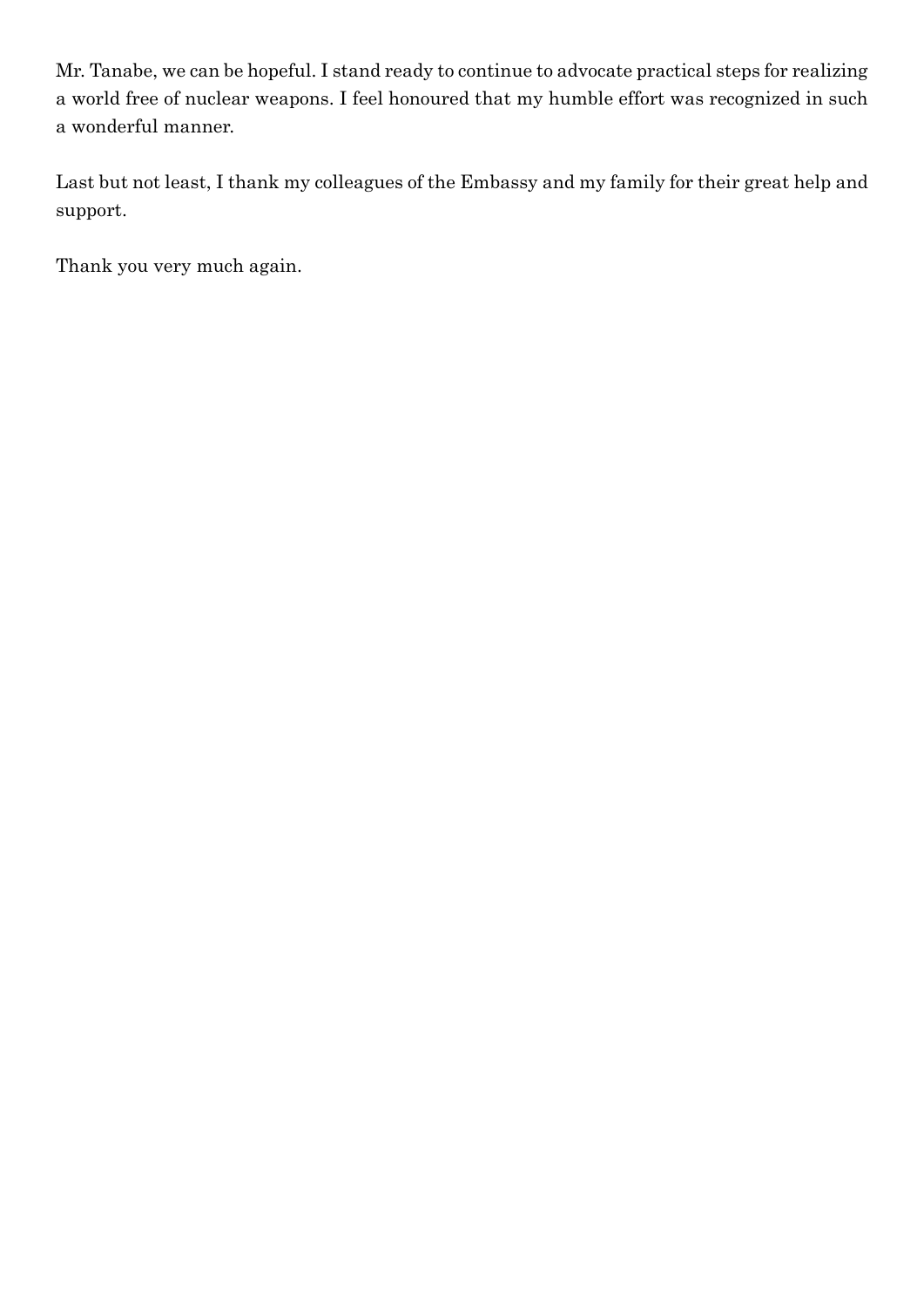Mr. Tanabe, we can be hopeful. I stand ready to continue to advocate practical steps for realizing a world free of nuclear weapons. I feel honoured that my humble effort was recognized in such a wonderful manner.

Last but not least, I thank my colleagues of the Embassy and my family for their great help and support.

Thank you very much again.